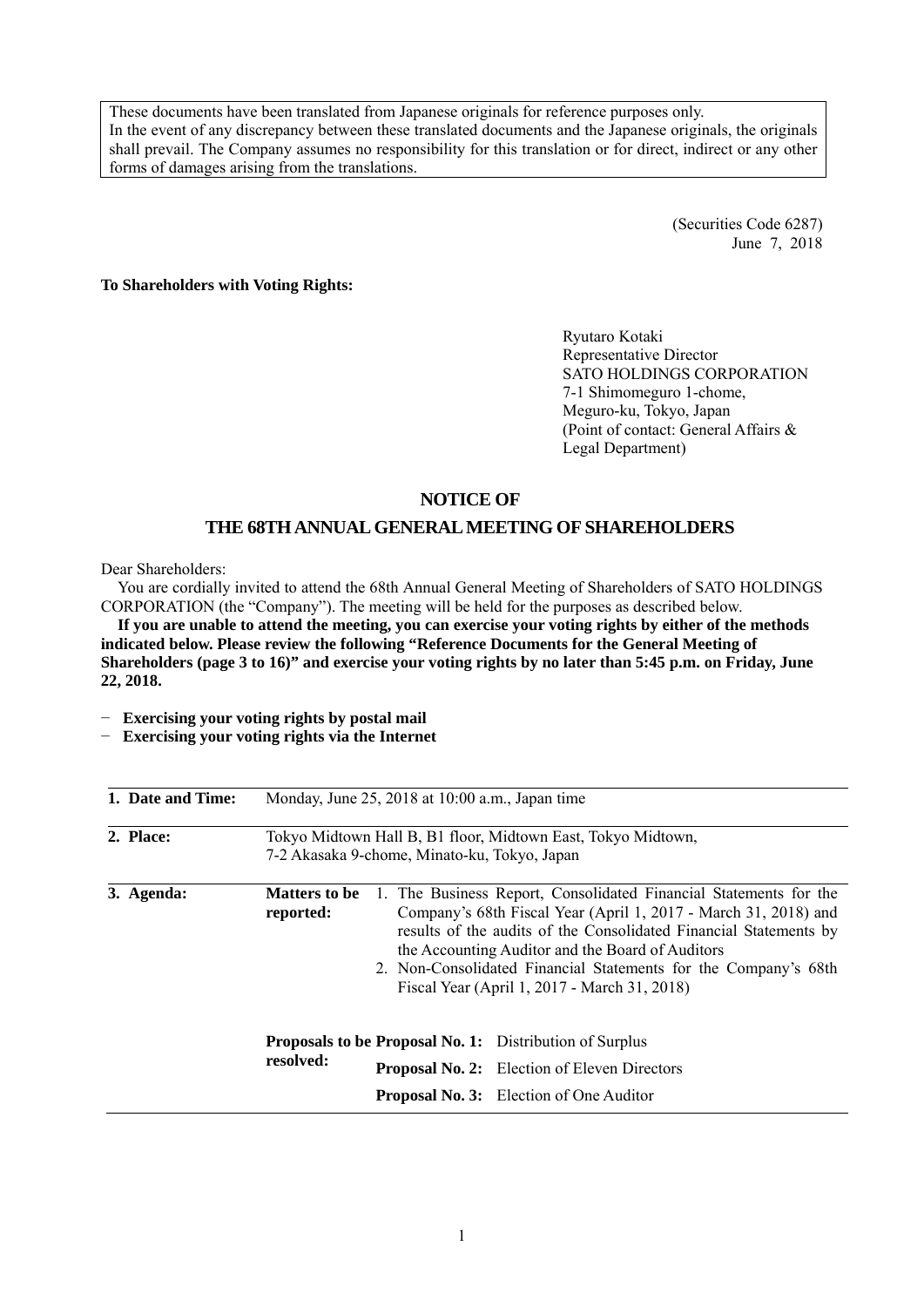These documents have been translated from Japanese originals for reference purposes only.
In the event of any discrepancy between these translated documents and the Japanese originals, the originals shall prevail. The Company assumes no responsibility for this translation or for direct, indirect or any other forms of damages arising from the translations.

(Securities Code 6287)
June 7, 2018

**To Shareholders with Voting Rights:**

Ryutaro Kotaki
Representative Director
SATO HOLDINGS CORPORATION
7-1 Shimomeguro 1-chome,
Meguro-ku, Tokyo, Japan
(Point of contact: General Affairs & Legal Department)

## NOTICE OF
## THE 68TH ANNUAL GENERAL MEETING OF SHAREHOLDERS

Dear Shareholders:

You are cordially invited to attend the 68th Annual General Meeting of Shareholders of SATO HOLDINGS CORPORATION (the "Company"). The meeting will be held for the purposes as described below.

**If you are unable to attend the meeting, you can exercise your voting rights by either of the methods indicated below. Please review the following "Reference Documents for the General Meeting of Shareholders (page 3 to 16)" and exercise your voting rights by no later than 5:45 p.m. on Friday, June 22, 2018.**

- **Exercising your voting rights by postal mail**
- **Exercising your voting rights via the Internet**

| | | |
|---|---|---|
| **1. Date and Time:** | Monday, June 25, 2018 at 10:00 a.m., Japan time | |
| **2. Place:** | Tokyo Midtown Hall B, B1 floor, Midtown East, Tokyo Midtown, 7-2 Akasaka 9-chome, Minato-ku, Tokyo, Japan | |
| **3. Agenda:** | **Matters to be reported:** | 1. The Business Report, Consolidated Financial Statements for the Company's 68th Fiscal Year (April 1, 2017 - March 31, 2018) and results of the audits of the Consolidated Financial Statements by the Accounting Auditor and the Board of Auditors<br>2. Non-Consolidated Financial Statements for the Company's 68th Fiscal Year (April 1, 2017 - March 31, 2018) |
| | **Proposals to be resolved:** | **Proposal No. 1:** Distribution of Surplus<br>**Proposal No. 2:** Election of Eleven Directors<br>**Proposal No. 3:** Election of One Auditor |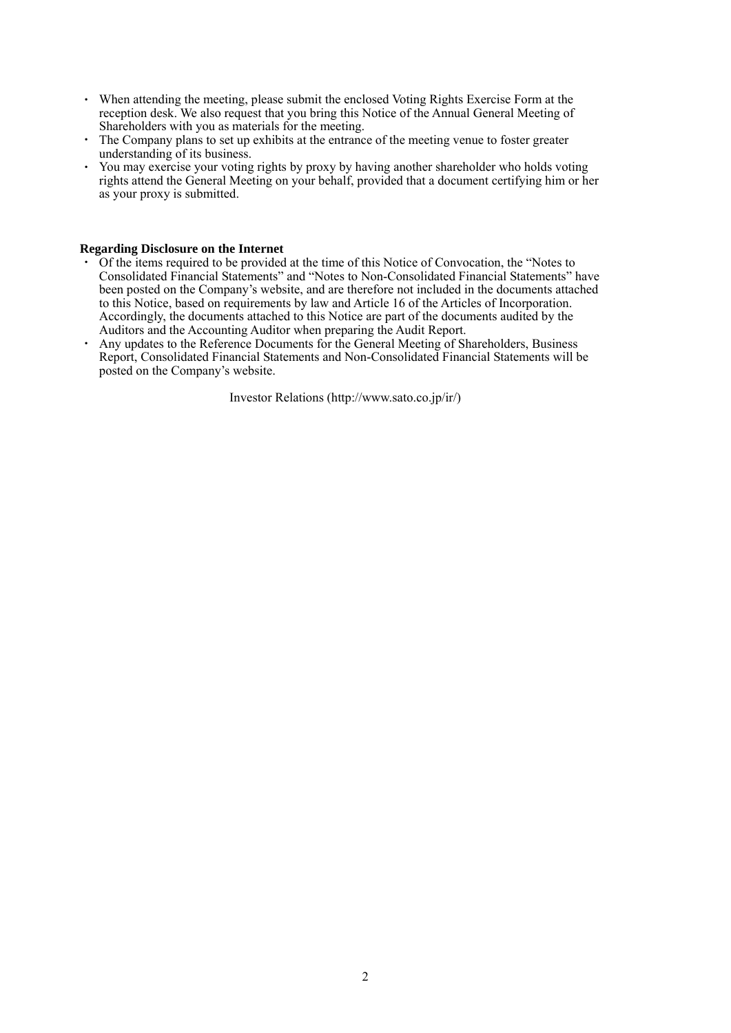- When attending the meeting, please submit the enclosed Voting Rights Exercise Form at the reception desk. We also request that you bring this Notice of the Annual General Meeting of Shareholders with you as materials for the meeting.
- The Company plans to set up exhibits at the entrance of the meeting venue to foster greater understanding of its business.
- You may exercise your voting rights by proxy by having another shareholder who holds voting rights attend the General Meeting on your behalf, provided that a document certifying him or her as your proxy is submitted.

**Regarding Disclosure on the Internet**

- Of the items required to be provided at the time of this Notice of Convocation, the "Notes to Consolidated Financial Statements" and "Notes to Non-Consolidated Financial Statements" have been posted on the Company's website, and are therefore not included in the documents attached to this Notice, based on requirements by law and Article 16 of the Articles of Incorporation. Accordingly, the documents attached to this Notice are part of the documents audited by the Auditors and the Accounting Auditor when preparing the Audit Report.
- Any updates to the Reference Documents for the General Meeting of Shareholders, Business Report, Consolidated Financial Statements and Non-Consolidated Financial Statements will be posted on the Company's website.

Investor Relations (http://www.sato.co.jp/ir/)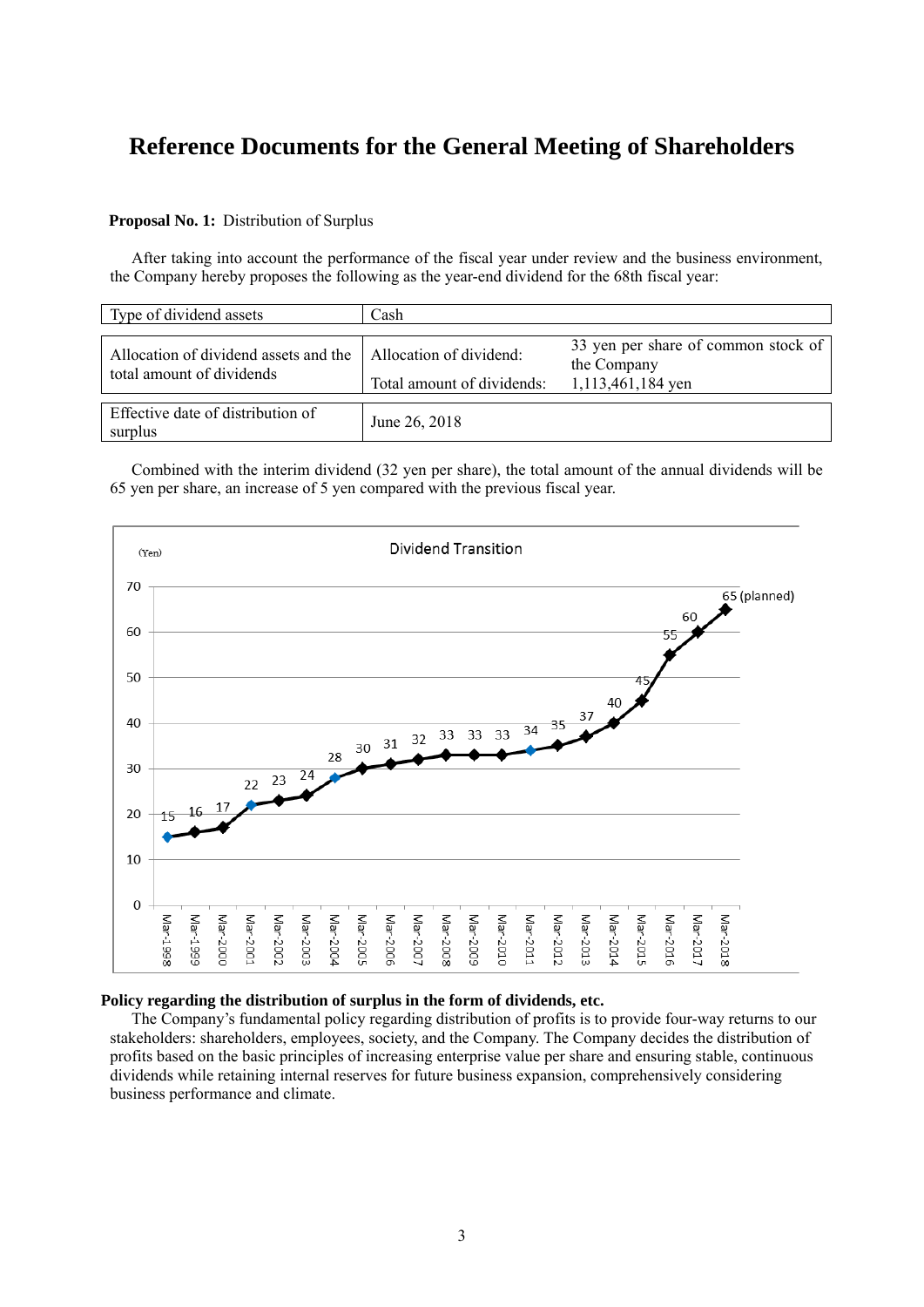# Reference Documents for the General Meeting of Shareholders

**Proposal No. 1:** Distribution of Surplus

After taking into account the performance of the fiscal year under review and the business environment, the Company hereby proposes the following as the year-end dividend for the 68th fiscal year:

| Type of dividend assets | Cash | |
|---|---|---|
| Allocation of dividend assets and the total amount of dividends | Allocation of dividend: | 33 yen per share of common stock of the Company |
| | Total amount of dividends: | 1,113,461,184 yen |
| Effective date of distribution of surplus | June 26, 2018 | |

Combined with the interim dividend (32 yen per share), the total amount of the annual dividends will be 65 yen per share, an increase of 5 yen compared with the previous fiscal year.

**Dividend Transition**

(Yen)

| Mar-1998 | Mar-1999 | Mar-2000 | Mar-2001 | Mar-2002 | Mar-2003 | Mar-2004 | Mar-2005 | Mar-2006 | Mar-2007 | Mar-2008 | Mar-2009 | Mar-2010 | Mar-2011 | Mar-2012 | Mar-2013 | Mar-2014 | Mar-2015 | Mar-2016 | Mar-2017 | Mar-2018 |
|---|---|---|---|---|---|---|---|---|---|---|---|---|---|---|---|---|---|---|---|---|
| 15 | 16 | 17 | 22 | 23 | 24 | 28 | 30 | 31 | 32 | 33 | 33 | 33 | 34 | 35 | 37 | 40 | 45 | 55 | 60 | 65 (planned) |

**Policy regarding the distribution of surplus in the form of dividends, etc.**

The Company's fundamental policy regarding distribution of profits is to provide four-way returns to our stakeholders: shareholders, employees, society, and the Company. The Company decides the distribution of profits based on the basic principles of increasing enterprise value per share and ensuring stable, continuous dividends while retaining internal reserves for future business expansion, comprehensively considering business performance and climate.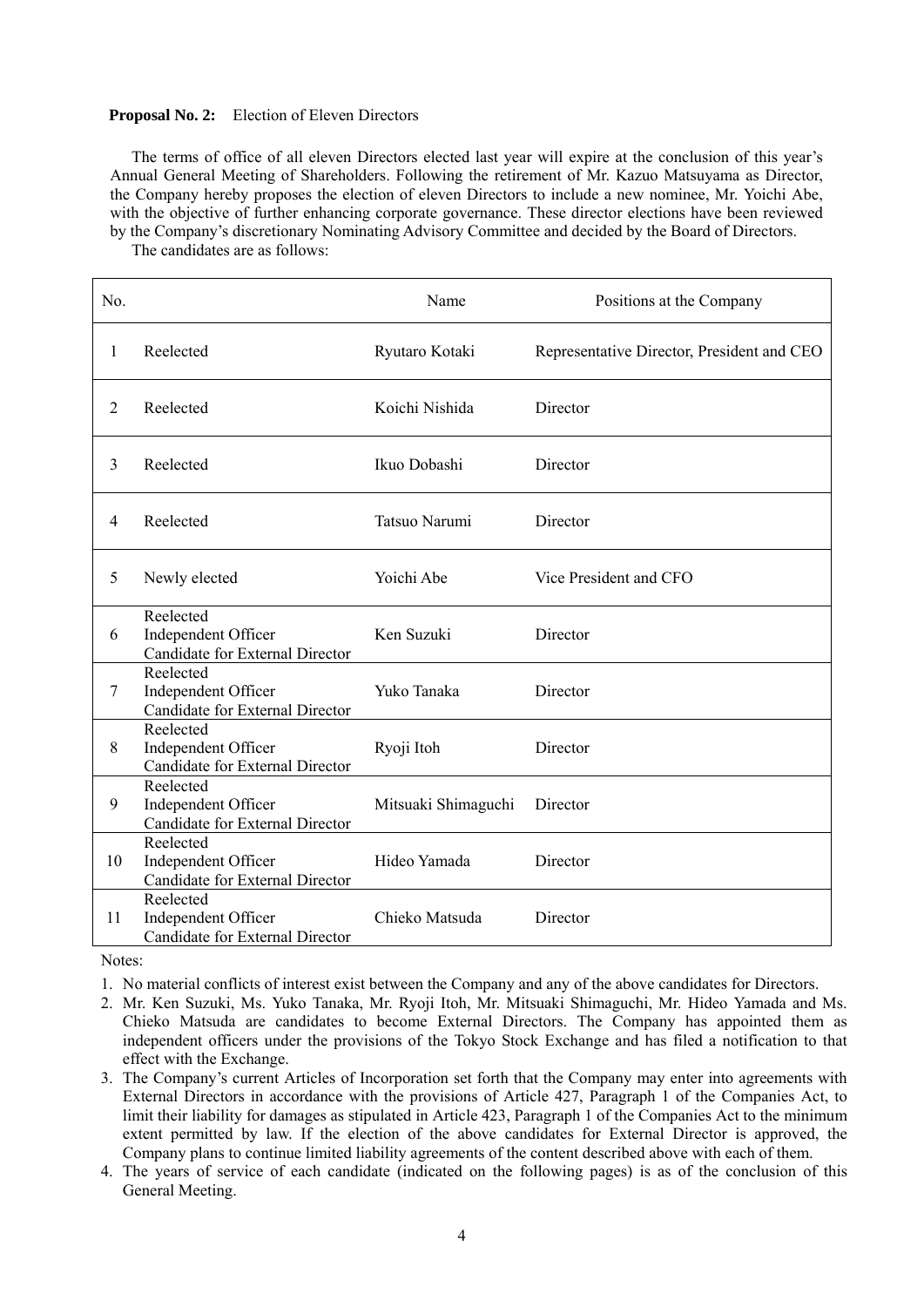**Proposal No. 2:** Election of Eleven Directors

The terms of office of all eleven Directors elected last year will expire at the conclusion of this year's Annual General Meeting of Shareholders. Following the retirement of Mr. Kazuo Matsuyama as Director, the Company hereby proposes the election of eleven Directors to include a new nominee, Mr. Yoichi Abe, with the objective of further enhancing corporate governance. These director elections have been reviewed by the Company's discretionary Nominating Advisory Committee and decided by the Board of Directors.

The candidates are as follows:

| No. | | Name | Positions at the Company |
|---|---|---|---|
| 1 | Reelected | Ryutaro Kotaki | Representative Director, President and CEO |
| 2 | Reelected | Koichi Nishida | Director |
| 3 | Reelected | Ikuo Dobashi | Director |
| 4 | Reelected | Tatsuo Narumi | Director |
| 5 | Newly elected | Yoichi Abe | Vice President and CFO |
| 6 | Reelected<br>Independent Officer<br>Candidate for External Director | Ken Suzuki | Director |
| 7 | Reelected<br>Independent Officer<br>Candidate for External Director | Yuko Tanaka | Director |
| 8 | Reelected<br>Independent Officer<br>Candidate for External Director | Ryoji Itoh | Director |
| 9 | Reelected<br>Independent Officer<br>Candidate for External Director | Mitsuaki Shimaguchi | Director |
| 10 | Reelected<br>Independent Officer<br>Candidate for External Director | Hideo Yamada | Director |
| 11 | Reelected<br>Independent Officer<br>Candidate for External Director | Chieko Matsuda | Director |

Notes:

1. No material conflicts of interest exist between the Company and any of the above candidates for Directors.
2. Mr. Ken Suzuki, Ms. Yuko Tanaka, Mr. Ryoji Itoh, Mr. Mitsuaki Shimaguchi, Mr. Hideo Yamada and Ms. Chieko Matsuda are candidates to become External Directors. The Company has appointed them as independent officers under the provisions of the Tokyo Stock Exchange and has filed a notification to that effect with the Exchange.
3. The Company's current Articles of Incorporation set forth that the Company may enter into agreements with External Directors in accordance with the provisions of Article 427, Paragraph 1 of the Companies Act, to limit their liability for damages as stipulated in Article 423, Paragraph 1 of the Companies Act to the minimum extent permitted by law. If the election of the above candidates for External Director is approved, the Company plans to continue limited liability agreements of the content described above with each of them.
4. The years of service of each candidate (indicated on the following pages) is as of the conclusion of this General Meeting.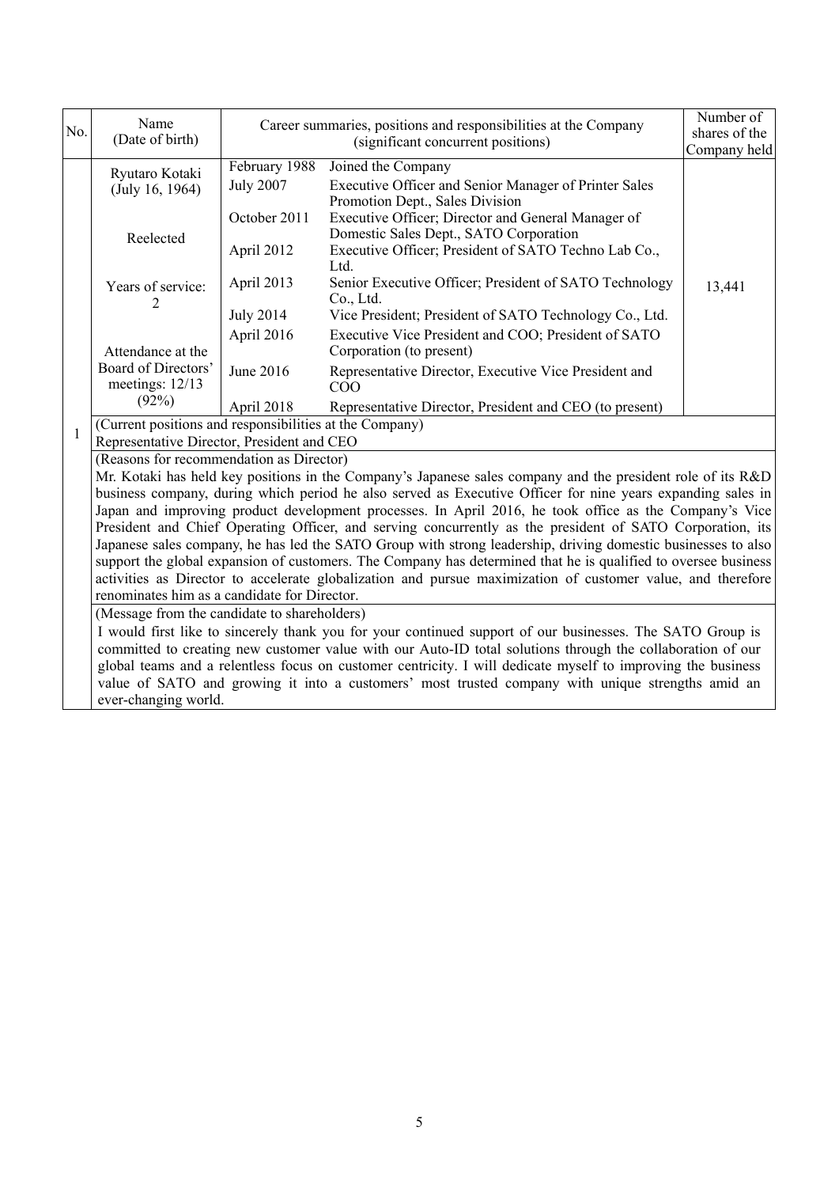| No. | Name (Date of birth) | Career summaries, positions and responsibilities at the Company (significant concurrent positions) | | Number of shares of the Company held |
|---|---|---|---|---|
| 1 | Ryutaro Kotaki (July 16, 1964)<br><br>Reelected<br><br>Years of service: 2<br><br>Attendance at the Board of Directors' meetings: 12/13 (92%) | February 1988 | Joined the Company | 13,441 |
| | | July 2007 | Executive Officer and Senior Manager of Printer Sales Promotion Dept., Sales Division | |
| | | October 2011 | Executive Officer; Director and General Manager of Domestic Sales Dept., SATO Corporation | |
| | | April 2012 | Executive Officer; President of SATO Techno Lab Co., Ltd. | |
| | | April 2013 | Senior Executive Officer; President of SATO Technology Co., Ltd. | |
| | | July 2014 | Vice President; President of SATO Technology Co., Ltd. | |
| | | April 2016 | Executive Vice President and COO; President of SATO Corporation (to present) | |
| | | June 2016 | Representative Director, Executive Vice President and COO | |
| | | April 2018 | Representative Director, President and CEO (to present) | |

(Current positions and responsibilities at the Company)
Representative Director, President and CEO

(Reasons for recommendation as Director)
Mr. Kotaki has held key positions in the Company's Japanese sales company and the president role of its R&D business company, during which period he also served as Executive Officer for nine years expanding sales in Japan and improving product development processes. In April 2016, he took office as the Company's Vice President and Chief Operating Officer, and serving concurrently as the president of SATO Corporation, its Japanese sales company, he has led the SATO Group with strong leadership, driving domestic businesses to also support the global expansion of customers. The Company has determined that he is qualified to oversee business activities as Director to accelerate globalization and pursue maximization of customer value, and therefore renominates him as a candidate for Director.

(Message from the candidate to shareholders)
I would first like to sincerely thank you for your continued support of our businesses. The SATO Group is committed to creating new customer value with our Auto-ID total solutions through the collaboration of our global teams and a relentless focus on customer centricity. I will dedicate myself to improving the business value of SATO and growing it into a customers' most trusted company with unique strengths amid an ever-changing world.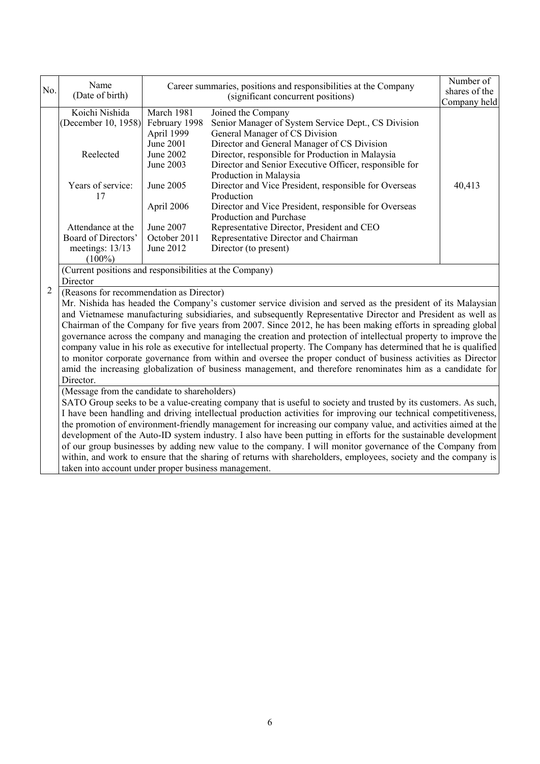| No. | Name (Date of birth) | Career summaries, positions and responsibilities at the Company (significant concurrent positions) | | Number of shares of the Company held |
|---|---|---|---|---|
| 2 | Koichi Nishida (December 10, 1958)<br><br>Reelected<br><br>Years of service: 17<br><br>Attendance at the Board of Directors' meetings: 13/13 (100%) | March 1981 | Joined the Company | 40,413 |
| | | February 1998 | Senior Manager of System Service Dept., CS Division | |
| | | April 1999 | General Manager of CS Division | |
| | | June 2001 | Director and General Manager of CS Division | |
| | | June 2002 | Director, responsible for Production in Malaysia | |
| | | June 2003 | Director and Senior Executive Officer, responsible for Production in Malaysia | |
| | | June 2005 | Director and Vice President, responsible for Overseas Production | |
| | | April 2006 | Director and Vice President, responsible for Overseas Production and Purchase | |
| | | June 2007 | Representative Director, President and CEO | |
| | | October 2011 | Representative Director and Chairman | |
| | | June 2012 | Director (to present) | |

(Current positions and responsibilities at the Company)

Director

(Reasons for recommendation as Director)

Mr. Nishida has headed the Company's customer service division and served as the president of its Malaysian and Vietnamese manufacturing subsidiaries, and subsequently Representative Director and President as well as Chairman of the Company for five years from 2007. Since 2012, he has been making efforts in spreading global governance across the company and managing the creation and protection of intellectual property to improve the company value in his role as executive for intellectual property. The Company has determined that he is qualified to monitor corporate governance from within and oversee the proper conduct of business activities as Director amid the increasing globalization of business management, and therefore renominates him as a candidate for Director.

(Message from the candidate to shareholders)

SATO Group seeks to be a value-creating company that is useful to society and trusted by its customers. As such, I have been handling and driving intellectual production activities for improving our technical competitiveness, the promotion of environment-friendly management for increasing our company value, and activities aimed at the development of the Auto-ID system industry. I also have been putting in efforts for the sustainable development of our group businesses by adding new value to the company. I will monitor governance of the Company from within, and work to ensure that the sharing of returns with shareholders, employees, society and the company is taken into account under proper business management.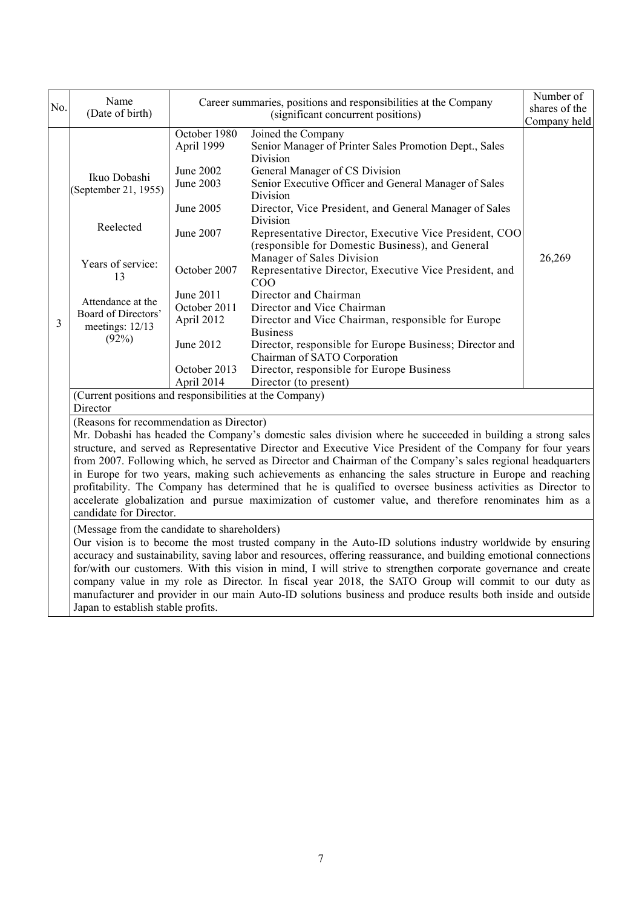| No. | Name (Date of birth) | Career summaries, positions and responsibilities at the Company (significant concurrent positions) | | Number of shares of the Company held |
|---|---|---|---|---|
| 3 | Ikuo Dobashi (September 21, 1955)<br><br>Reelected<br><br>Years of service: 13<br><br>Attendance at the Board of Directors' meetings: 12/13 (92%) | October 1980 | Joined the Company | 26,269 |
| | | April 1999 | Senior Manager of Printer Sales Promotion Dept., Sales Division | |
| | | June 2002 | General Manager of CS Division | |
| | | June 2003 | Senior Executive Officer and General Manager of Sales Division | |
| | | June 2005 | Director, Vice President, and General Manager of Sales Division | |
| | | June 2007 | Representative Director, Executive Vice President, COO (responsible for Domestic Business), and General Manager of Sales Division | |
| | | October 2007 | Representative Director, Executive Vice President, and COO | |
| | | June 2011 | Director and Chairman | |
| | | October 2011 | Director and Vice Chairman | |
| | | April 2012 | Director and Vice Chairman, responsible for Europe Business | |
| | | June 2012 | Director, responsible for Europe Business; Director and Chairman of SATO Corporation | |
| | | October 2013 | Director, responsible for Europe Business | |
| | | April 2014 | Director (to present) | |

(Current positions and responsibilities at the Company)
Director

(Reasons for recommendation as Director)
Mr. Dobashi has headed the Company's domestic sales division where he succeeded in building a strong sales structure, and served as Representative Director and Executive Vice President of the Company for four years from 2007. Following which, he served as Director and Chairman of the Company's sales regional headquarters in Europe for two years, making such achievements as enhancing the sales structure in Europe and reaching profitability. The Company has determined that he is qualified to oversee business activities as Director to accelerate globalization and pursue maximization of customer value, and therefore renominates him as a candidate for Director.

(Message from the candidate to shareholders)
Our vision is to become the most trusted company in the Auto-ID solutions industry worldwide by ensuring accuracy and sustainability, saving labor and resources, offering reassurance, and building emotional connections for/with our customers. With this vision in mind, I will strive to strengthen corporate governance and create company value in my role as Director. In fiscal year 2018, the SATO Group will commit to our duty as manufacturer and provider in our main Auto-ID solutions business and produce results both inside and outside Japan to establish stable profits.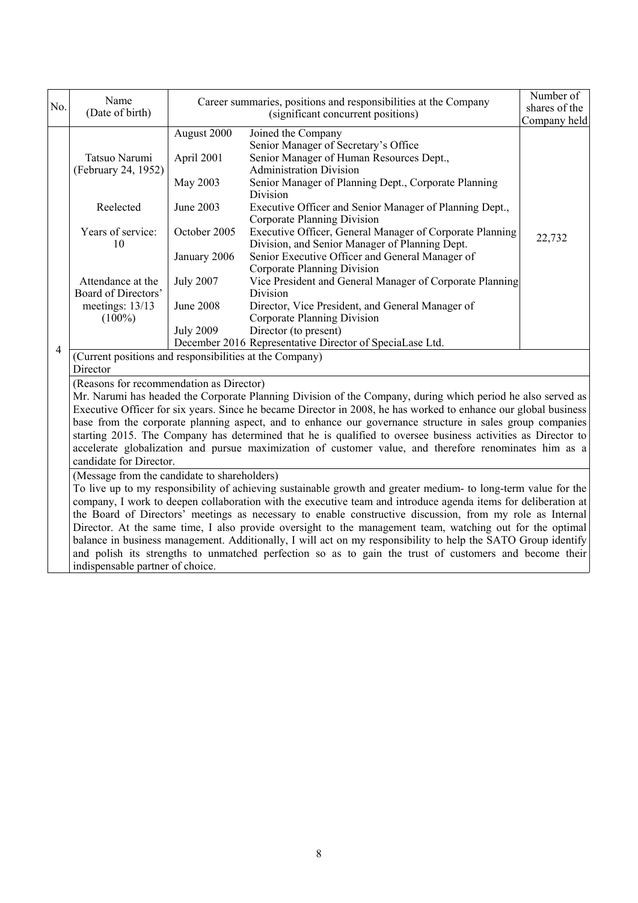| No. | Name (Date of birth) | Career summaries, positions and responsibilities at the Company (significant concurrent positions) | | Number of shares of the Company held |
|---|---|---|---|---|
| 4 | Tatsuo Narumi (February 24, 1952)<br><br>Reelected<br><br>Years of service: 10<br><br>Attendance at the Board of Directors' meetings: 13/13 (100%) | August 2000 | Joined the Company<br>Senior Manager of Secretary's Office | 22,732 |
| | | April 2001 | Senior Manager of Human Resources Dept., Administration Division | |
| | | May 2003 | Senior Manager of Planning Dept., Corporate Planning Division | |
| | | June 2003 | Executive Officer and Senior Manager of Planning Dept., Corporate Planning Division | |
| | | October 2005 | Executive Officer, General Manager of Corporate Planning Division, and Senior Manager of Planning Dept. | |
| | | January 2006 | Senior Executive Officer and General Manager of Corporate Planning Division | |
| | | July 2007 | Vice President and General Manager of Corporate Planning Division | |
| | | June 2008 | Director, Vice President, and General Manager of Corporate Planning Division | |
| | | July 2009 | Director (to present) | |
| | | December 2016 | Representative Director of SpeciaLase Ltd. | |

(Current positions and responsibilities at the Company)
Director

(Reasons for recommendation as Director)
Mr. Narumi has headed the Corporate Planning Division of the Company, during which period he also served as Executive Officer for six years. Since he became Director in 2008, he has worked to enhance our global business base from the corporate planning aspect, and to enhance our governance structure in sales group companies starting 2015. The Company has determined that he is qualified to oversee business activities as Director to accelerate globalization and pursue maximization of customer value, and therefore renominates him as a candidate for Director.

(Message from the candidate to shareholders)
To live up to my responsibility of achieving sustainable growth and greater medium- to long-term value for the company, I work to deepen collaboration with the executive team and introduce agenda items for deliberation at the Board of Directors' meetings as necessary to enable constructive discussion, from my role as Internal Director. At the same time, I also provide oversight to the management team, watching out for the optimal balance in business management. Additionally, I will act on my responsibility to help the SATO Group identify and polish its strengths to unmatched perfection so as to gain the trust of customers and become their indispensable partner of choice.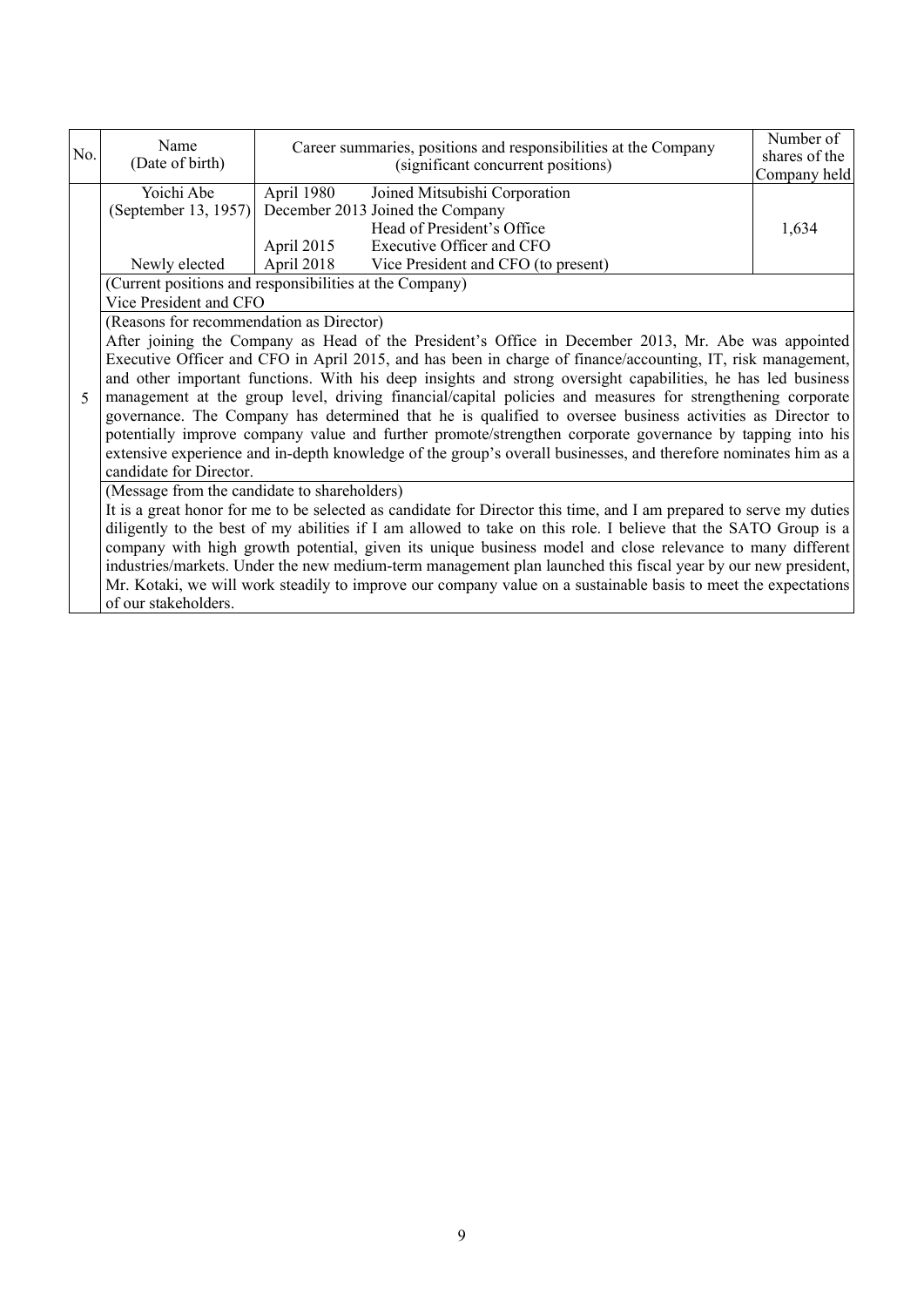| No. | Name (Date of birth) | Career summaries, positions and responsibilities at the Company (significant concurrent positions) | Number of shares of the Company held |
|---|---|---|---|
| 5 | Yoichi Abe (September 13, 1957) Newly elected | April 1980 Joined Mitsubishi Corporation<br>December 2013 Joined the Company<br>Head of President's Office<br>April 2015 Executive Officer and CFO<br>April 2018 Vice President and CFO (to present) | 1,634 |
| | (Current positions and responsibilities at the Company)<br>Vice President and CFO | | |
| | (Reasons for recommendation as Director)<br>After joining the Company as Head of the President's Office in December 2013, Mr. Abe was appointed Executive Officer and CFO in April 2015, and has been in charge of finance/accounting, IT, risk management, and other important functions. With his deep insights and strong oversight capabilities, he has led business management at the group level, driving financial/capital policies and measures for strengthening corporate governance. The Company has determined that he is qualified to oversee business activities as Director to potentially improve company value and further promote/strengthen corporate governance by tapping into his extensive experience and in-depth knowledge of the group's overall businesses, and therefore nominates him as a candidate for Director. | | |
| | (Message from the candidate to shareholders)<br>It is a great honor for me to be selected as candidate for Director this time, and I am prepared to serve my duties diligently to the best of my abilities if I am allowed to take on this role. I believe that the SATO Group is a company with high growth potential, given its unique business model and close relevance to many different industries/markets. Under the new medium-term management plan launched this fiscal year by our new president, Mr. Kotaki, we will work steadily to improve our company value on a sustainable basis to meet the expectations of our stakeholders. | | |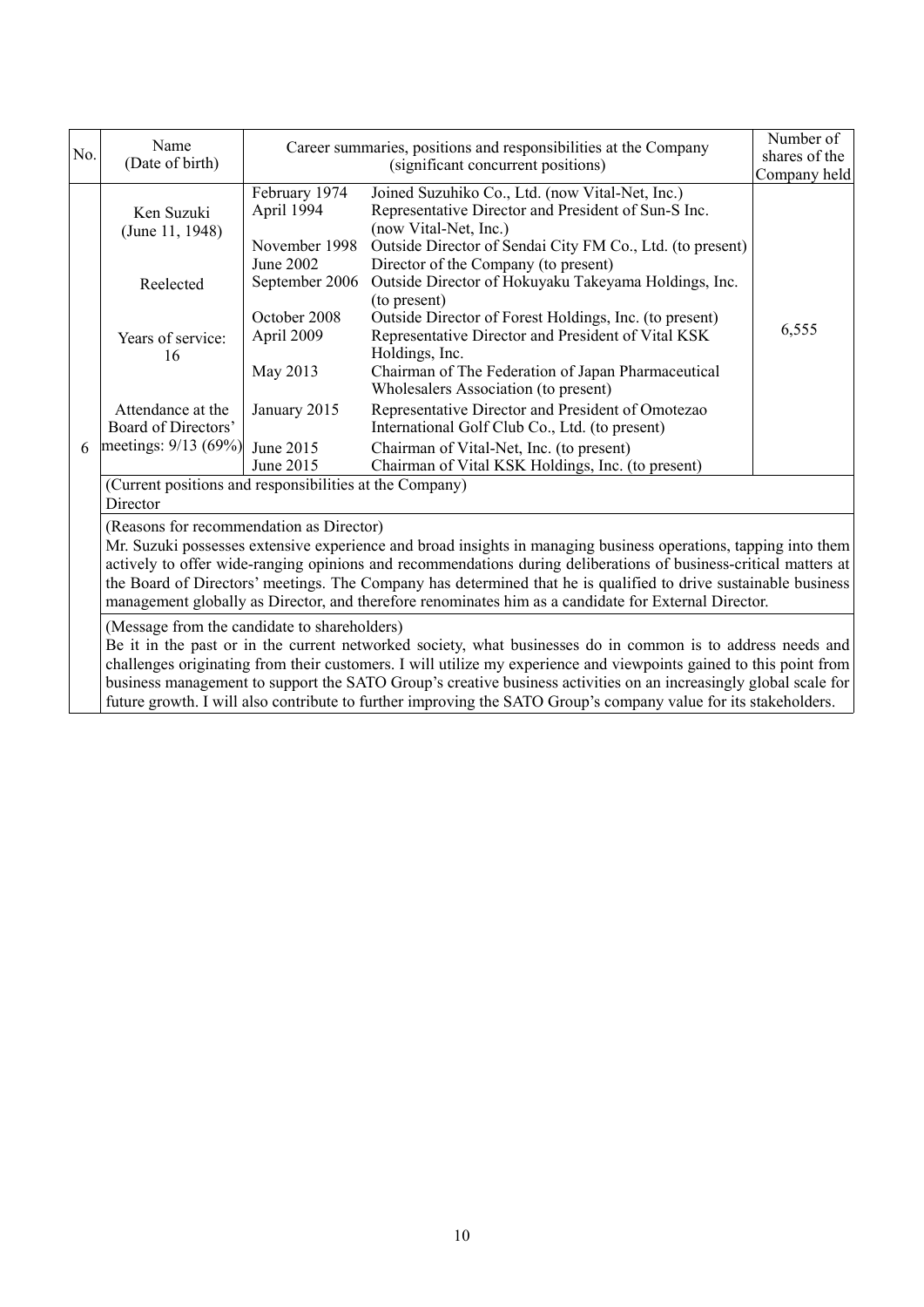| No. | Name (Date of birth) | Career summaries, positions and responsibilities at the Company (significant concurrent positions) | | Number of shares of the Company held |
|---|---|---|---|---|
| 6 | Ken Suzuki (June 11, 1948)<br><br>Reelected<br><br>Years of service: 16<br><br>Attendance at the Board of Directors' meetings: 9/13 (69%) | February 1974 | Joined Suzuhiko Co., Ltd. (now Vital-Net, Inc.) | 6,555 |
| | | April 1994 | Representative Director and President of Sun-S Inc. (now Vital-Net, Inc.) | |
| | | November 1998 | Outside Director of Sendai City FM Co., Ltd. (to present) | |
| | | June 2002 | Director of the Company (to present) | |
| | | September 2006 | Outside Director of Hokuyaku Takeyama Holdings, Inc. (to present) | |
| | | October 2008 | Outside Director of Forest Holdings, Inc. (to present) | |
| | | April 2009 | Representative Director and President of Vital KSK Holdings, Inc. | |
| | | May 2013 | Chairman of The Federation of Japan Pharmaceutical Wholesalers Association (to present) | |
| | | January 2015 | Representative Director and President of Omotezao International Golf Club Co., Ltd. (to present) | |
| | | June 2015 | Chairman of Vital-Net, Inc. (to present) | |
| | | June 2015 | Chairman of Vital KSK Holdings, Inc. (to present) | |
| | (Current positions and responsibilities at the Company)<br>Director | | | |
| | (Reasons for recommendation as Director)<br>Mr. Suzuki possesses extensive experience and broad insights in managing business operations, tapping into them actively to offer wide-ranging opinions and recommendations during deliberations of business-critical matters at the Board of Directors' meetings. The Company has determined that he is qualified to drive sustainable business management globally as Director, and therefore renominates him as a candidate for External Director. | | | |
| | (Message from the candidate to shareholders)<br>Be it in the past or in the current networked society, what businesses do in common is to address needs and challenges originating from their customers. I will utilize my experience and viewpoints gained to this point from business management to support the SATO Group's creative business activities on an increasingly global scale for future growth. I will also contribute to further improving the SATO Group's company value for its stakeholders. | | | |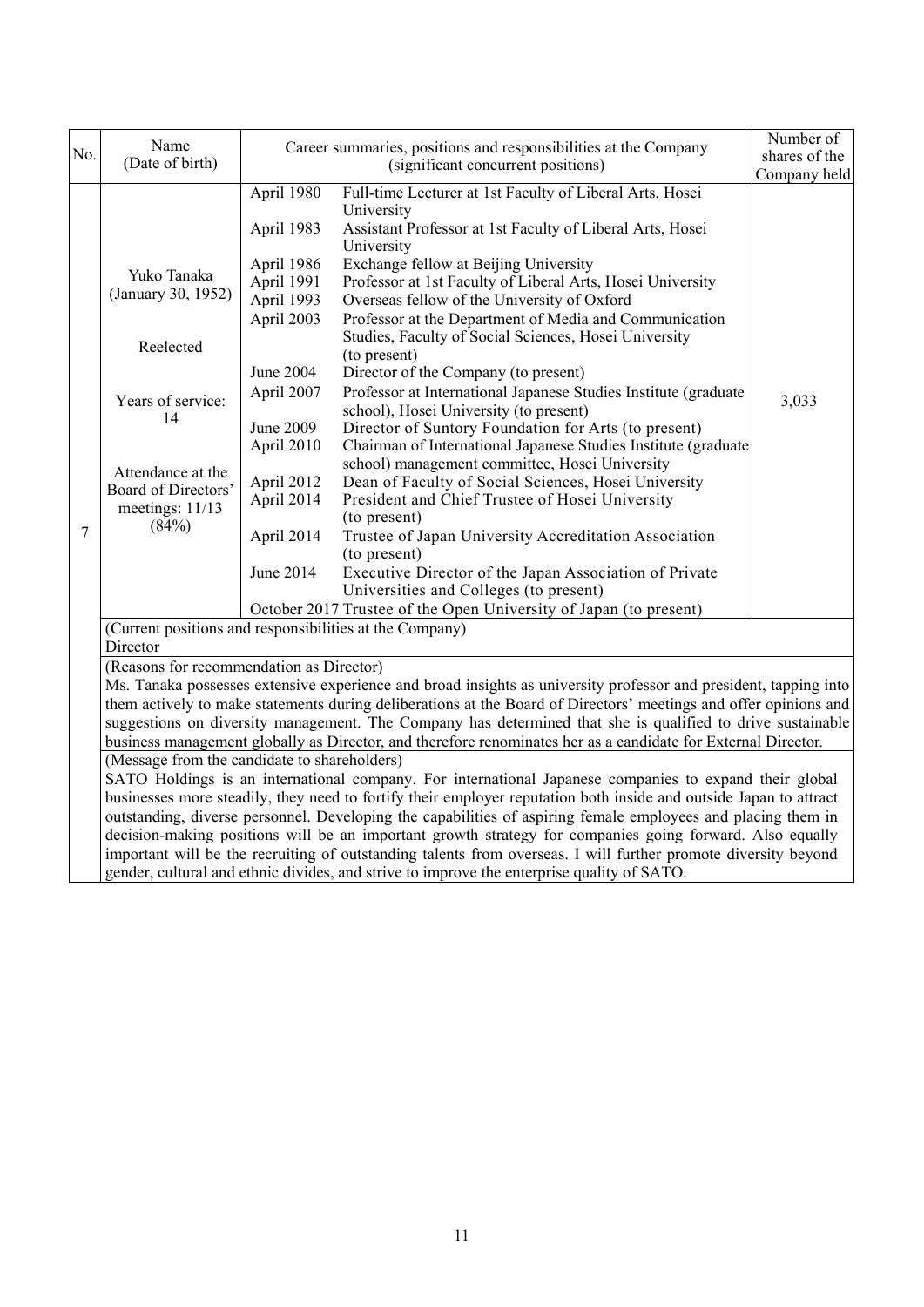| No. | Name (Date of birth) | Career summaries, positions and responsibilities at the Company (significant concurrent positions) | | Number of shares of the Company held |
|---|---|---|---|---|
| 7 | Yuko Tanaka (January 30, 1952)<br><br>Reelected<br><br>Years of service: 14<br><br>Attendance at the Board of Directors' meetings: 11/13 (84%) | April 1980 | Full-time Lecturer at 1st Faculty of Liberal Arts, Hosei University | 3,033 |
| | | April 1983 | Assistant Professor at 1st Faculty of Liberal Arts, Hosei University | |
| | | April 1986 | Exchange fellow at Beijing University | |
| | | April 1991 | Professor at 1st Faculty of Liberal Arts, Hosei University | |
| | | April 1993 | Overseas fellow of the University of Oxford | |
| | | April 2003 | Professor at the Department of Media and Communication Studies, Faculty of Social Sciences, Hosei University (to present) | |
| | | June 2004 | Director of the Company (to present) | |
| | | April 2007 | Professor at International Japanese Studies Institute (graduate school), Hosei University (to present) | |
| | | June 2009 | Director of Suntory Foundation for Arts (to present) | |
| | | April 2010 | Chairman of International Japanese Studies Institute (graduate school) management committee, Hosei University | |
| | | April 2012 | Dean of Faculty of Social Sciences, Hosei University | |
| | | April 2014 | President and Chief Trustee of Hosei University (to present) | |
| | | April 2014 | Trustee of Japan University Accreditation Association (to present) | |
| | | June 2014 | Executive Director of the Japan Association of Private Universities and Colleges (to present) | |
| | | October 2017 | Trustee of the Open University of Japan (to present) | |

(Current positions and responsibilities at the Company)
Director

(Reasons for recommendation as Director)
Ms. Tanaka possesses extensive experience and broad insights as university professor and president, tapping into them actively to make statements during deliberations at the Board of Directors' meetings and offer opinions and suggestions on diversity management. The Company has determined that she is qualified to drive sustainable business management globally as Director, and therefore renominates her as a candidate for External Director.

(Message from the candidate to shareholders)
SATO Holdings is an international company. For international Japanese companies to expand their global businesses more steadily, they need to fortify their employer reputation both inside and outside Japan to attract outstanding, diverse personnel. Developing the capabilities of aspiring female employees and placing them in decision-making positions will be an important growth strategy for companies going forward. Also equally important will be the recruiting of outstanding talents from overseas. I will further promote diversity beyond gender, cultural and ethnic divides, and strive to improve the enterprise quality of SATO.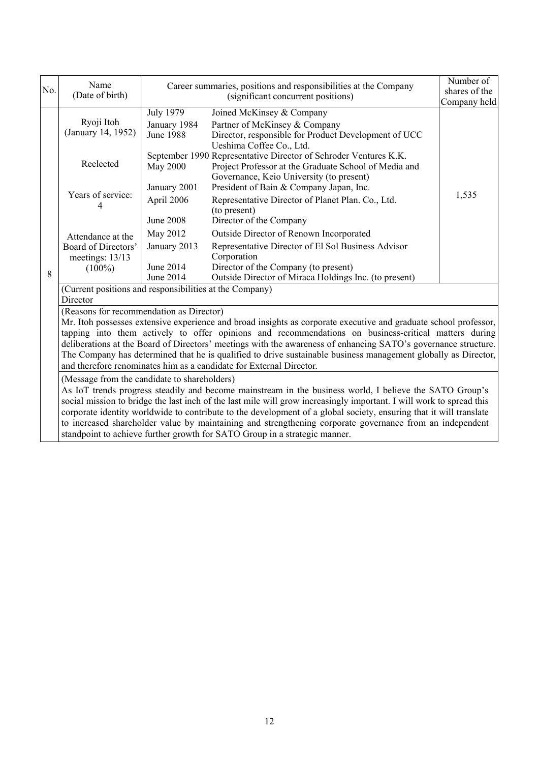| No. | Name (Date of birth) | Career summaries, positions and responsibilities at the Company (significant concurrent positions) | | Number of shares of the Company held |
|---|---|---|---|---|
| 8 | Ryoji Itoh (January 14, 1952)<br><br>Reelected<br><br>Years of service: 4<br><br>Attendance at the Board of Directors' meetings: 13/13 (100%) | July 1979 | Joined McKinsey & Company | 1,535 |
| | | January 1984 | Partner of McKinsey & Company | |
| | | June 1988 | Director, responsible for Product Development of UCC Ueshima Coffee Co., Ltd. | |
| | | September 1990 | Representative Director of Schroder Ventures K.K. | |
| | | May 2000 | Project Professor at the Graduate School of Media and Governance, Keio University (to present) | |
| | | January 2001 | President of Bain & Company Japan, Inc. | |
| | | April 2006 | Representative Director of Planet Plan. Co., Ltd. (to present) | |
| | | June 2008 | Director of the Company | |
| | | May 2012 | Outside Director of Renown Incorporated | |
| | | January 2013 | Representative Director of El Sol Business Advisor Corporation | |
| | | June 2014 | Director of the Company (to present) | |
| | | June 2014 | Outside Director of Miraca Holdings Inc. (to present) | |
| | (Current positions and responsibilities at the Company)<br>Director | | | |
| | (Reasons for recommendation as Director)<br>Mr. Itoh possesses extensive experience and broad insights as corporate executive and graduate school professor, tapping into them actively to offer opinions and recommendations on business-critical matters during deliberations at the Board of Directors' meetings with the awareness of enhancing SATO's governance structure. The Company has determined that he is qualified to drive sustainable business management globally as Director, and therefore renominates him as a candidate for External Director. | | | |
| | (Message from the candidate to shareholders)<br>As IoT trends progress steadily and become mainstream in the business world, I believe the SATO Group's social mission to bridge the last inch of the last mile will grow increasingly important. I will work to spread this corporate identity worldwide to contribute to the development of a global society, ensuring that it will translate to increased shareholder value by maintaining and strengthening corporate governance from an independent standpoint to achieve further growth for SATO Group in a strategic manner. | | | |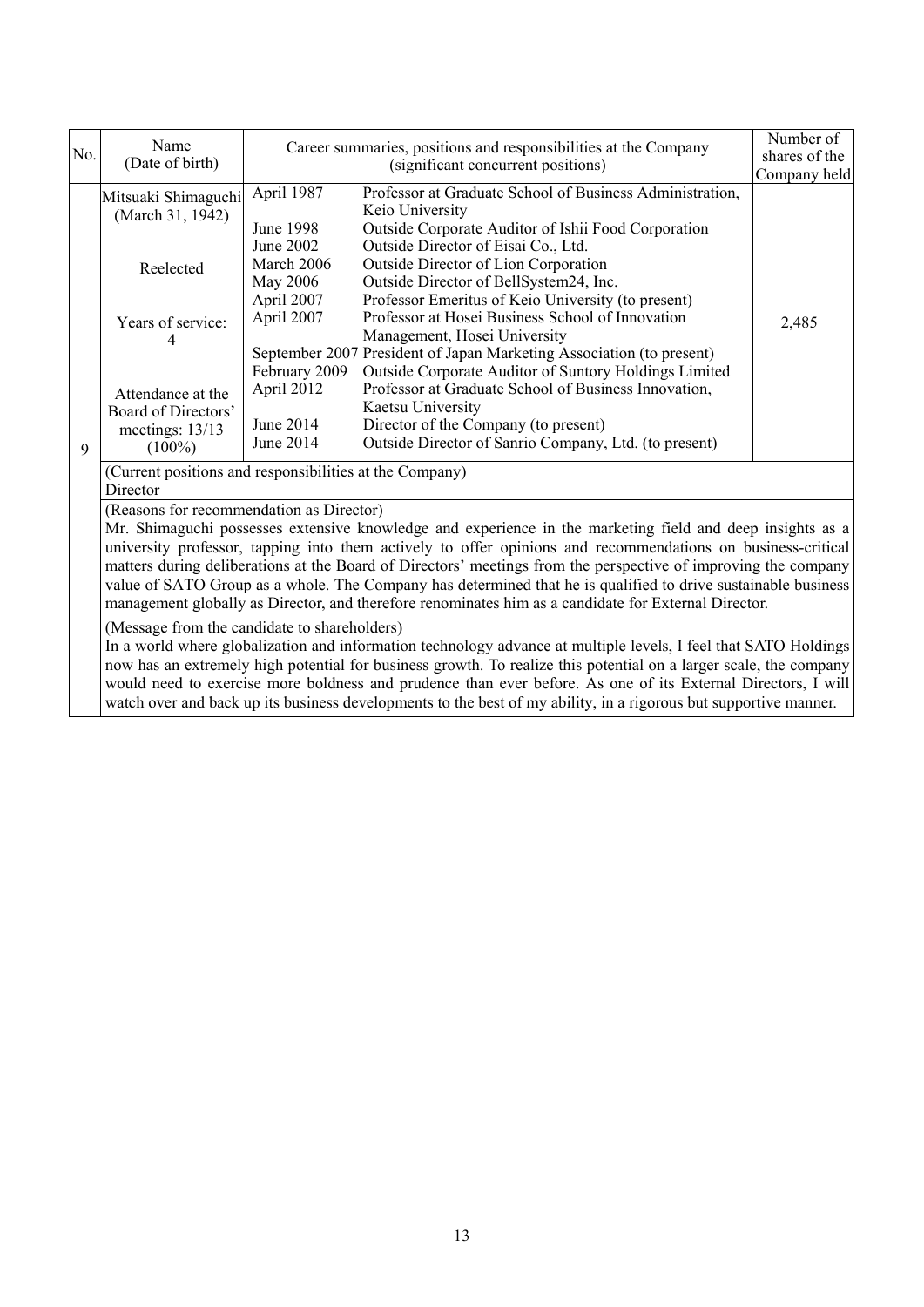| No. | Name (Date of birth) | Career summaries, positions and responsibilities at the Company (significant concurrent positions) | | Number of shares of the Company held |
|---|---|---|---|---|
| 9 | Mitsuaki Shimaguchi (March 31, 1942)<br><br>Reelected<br><br>Years of service: 4<br><br>Attendance at the Board of Directors' meetings: 13/13 (100%) | April 1987 | Professor at Graduate School of Business Administration, Keio University | 2,485 |
| | | June 1998 | Outside Corporate Auditor of Ishii Food Corporation | |
| | | June 2002 | Outside Director of Eisai Co., Ltd. | |
| | | March 2006 | Outside Director of Lion Corporation | |
| | | May 2006 | Outside Director of BellSystem24, Inc. | |
| | | April 2007 | Professor Emeritus of Keio University (to present) | |
| | | April 2007 | Professor at Hosei Business School of Innovation Management, Hosei University | |
| | | September 2007 | President of Japan Marketing Association (to present) | |
| | | February 2009 | Outside Corporate Auditor of Suntory Holdings Limited | |
| | | April 2012 | Professor at Graduate School of Business Innovation, Kaetsu University | |
| | | June 2014 | Director of the Company (to present) | |
| | | June 2014 | Outside Director of Sanrio Company, Ltd. (to present) | |

(Current positions and responsibilities at the Company)
Director

(Reasons for recommendation as Director)
Mr. Shimaguchi possesses extensive knowledge and experience in the marketing field and deep insights as a university professor, tapping into them actively to offer opinions and recommendations on business-critical matters during deliberations at the Board of Directors' meetings from the perspective of improving the company value of SATO Group as a whole. The Company has determined that he is qualified to drive sustainable business management globally as Director, and therefore renominates him as a candidate for External Director.

(Message from the candidate to shareholders)
In a world where globalization and information technology advance at multiple levels, I feel that SATO Holdings now has an extremely high potential for business growth. To realize this potential on a larger scale, the company would need to exercise more boldness and prudence than ever before. As one of its External Directors, I will watch over and back up its business developments to the best of my ability, in a rigorous but supportive manner.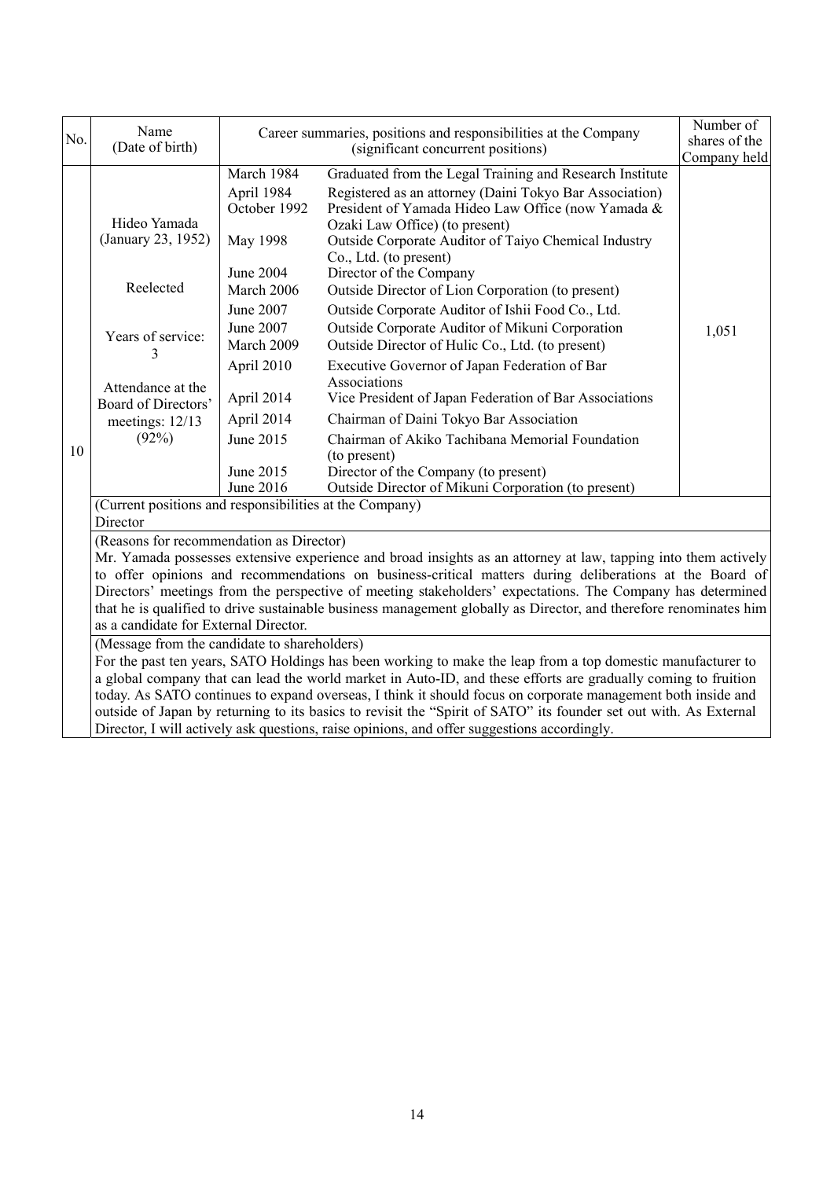| No. | Name (Date of birth) | Career summaries, positions and responsibilities at the Company (significant concurrent positions) | | Number of shares of the Company held |
|---|---|---|---|---|
| 10 | Hideo Yamada (January 23, 1952)<br><br>Reelected<br><br>Years of service: 3<br><br>Attendance at the Board of Directors' meetings: 12/13 (92%) | March 1984 | Graduated from the Legal Training and Research Institute | 1,051 |
| | | April 1984 | Registered as an attorney (Daini Tokyo Bar Association) | |
| | | October 1992 | President of Yamada Hideo Law Office (now Yamada & Ozaki Law Office) (to present) | |
| | | May 1998 | Outside Corporate Auditor of Taiyo Chemical Industry Co., Ltd. (to present) | |
| | | June 2004 | Director of the Company | |
| | | March 2006 | Outside Director of Lion Corporation (to present) | |
| | | June 2007 | Outside Corporate Auditor of Ishii Food Co., Ltd. | |
| | | June 2007 | Outside Corporate Auditor of Mikuni Corporation | |
| | | March 2009 | Outside Director of Hulic Co., Ltd. (to present) | |
| | | April 2010 | Executive Governor of Japan Federation of Bar Associations | |
| | | April 2014 | Vice President of Japan Federation of Bar Associations | |
| | | April 2014 | Chairman of Daini Tokyo Bar Association | |
| | | June 2015 | Chairman of Akiko Tachibana Memorial Foundation (to present) | |
| | | June 2015 | Director of the Company (to present) | |
| | | June 2016 | Outside Director of Mikuni Corporation (to present) | |

(Current positions and responsibilities at the Company)
Director

(Reasons for recommendation as Director)
Mr. Yamada possesses extensive experience and broad insights as an attorney at law, tapping into them actively to offer opinions and recommendations on business-critical matters during deliberations at the Board of Directors' meetings from the perspective of meeting stakeholders' expectations. The Company has determined that he is qualified to drive sustainable business management globally as Director, and therefore renominates him as a candidate for External Director.

(Message from the candidate to shareholders)
For the past ten years, SATO Holdings has been working to make the leap from a top domestic manufacturer to a global company that can lead the world market in Auto-ID, and these efforts are gradually coming to fruition today. As SATO continues to expand overseas, I think it should focus on corporate management both inside and outside of Japan by returning to its basics to revisit the "Spirit of SATO" its founder set out with. As External Director, I will actively ask questions, raise opinions, and offer suggestions accordingly.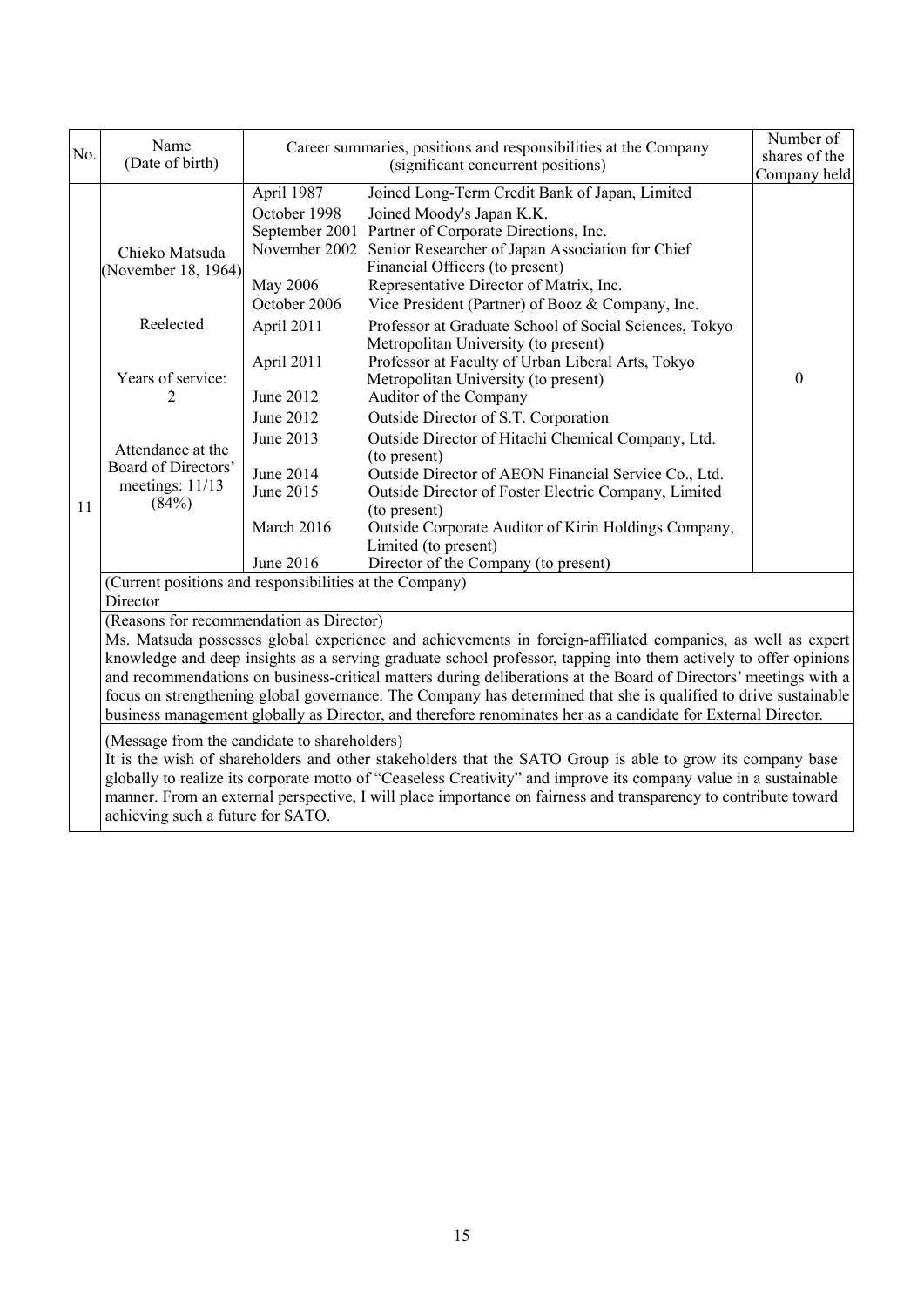| No. | Name (Date of birth) | Career summaries, positions and responsibilities at the Company (significant concurrent positions) | | Number of shares of the Company held |
|---|---|---|---|---|
| 11 | Chieko Matsuda (November 18, 1964)<br><br>Reelected<br><br>Years of service: 2<br><br>Attendance at the Board of Directors' meetings: 11/13 (84%) | April 1987 | Joined Long-Term Credit Bank of Japan, Limited | 0 |
| | | October 1998 | Joined Moody's Japan K.K. | |
| | | September 2001 | Partner of Corporate Directions, Inc. | |
| | | November 2002 | Senior Researcher of Japan Association for Chief Financial Officers (to present) | |
| | | May 2006 | Representative Director of Matrix, Inc. | |
| | | October 2006 | Vice President (Partner) of Booz & Company, Inc. | |
| | | April 2011 | Professor at Graduate School of Social Sciences, Tokyo Metropolitan University (to present) | |
| | | April 2011 | Professor at Faculty of Urban Liberal Arts, Tokyo Metropolitan University (to present) | |
| | | June 2012 | Auditor of the Company | |
| | | June 2012 | Outside Director of S.T. Corporation | |
| | | June 2013 | Outside Director of Hitachi Chemical Company, Ltd. (to present) | |
| | | June 2014 | Outside Director of AEON Financial Service Co., Ltd. | |
| | | June 2015 | Outside Director of Foster Electric Company, Limited (to present) | |
| | | March 2016 | Outside Corporate Auditor of Kirin Holdings Company, Limited (to present) | |
| | | June 2016 | Director of the Company (to present) | |

(Current positions and responsibilities at the Company)

Director

(Reasons for recommendation as Director)

Ms. Matsuda possesses global experience and achievements in foreign-affiliated companies, as well as expert knowledge and deep insights as a serving graduate school professor, tapping into them actively to offer opinions and recommendations on business-critical matters during deliberations at the Board of Directors' meetings with a focus on strengthening global governance. The Company has determined that she is qualified to drive sustainable business management globally as Director, and therefore renominates her as a candidate for External Director.

(Message from the candidate to shareholders)

It is the wish of shareholders and other stakeholders that the SATO Group is able to grow its company base globally to realize its corporate motto of "Ceaseless Creativity" and improve its company value in a sustainable manner. From an external perspective, I will place importance on fairness and transparency to contribute toward achieving such a future for SATO.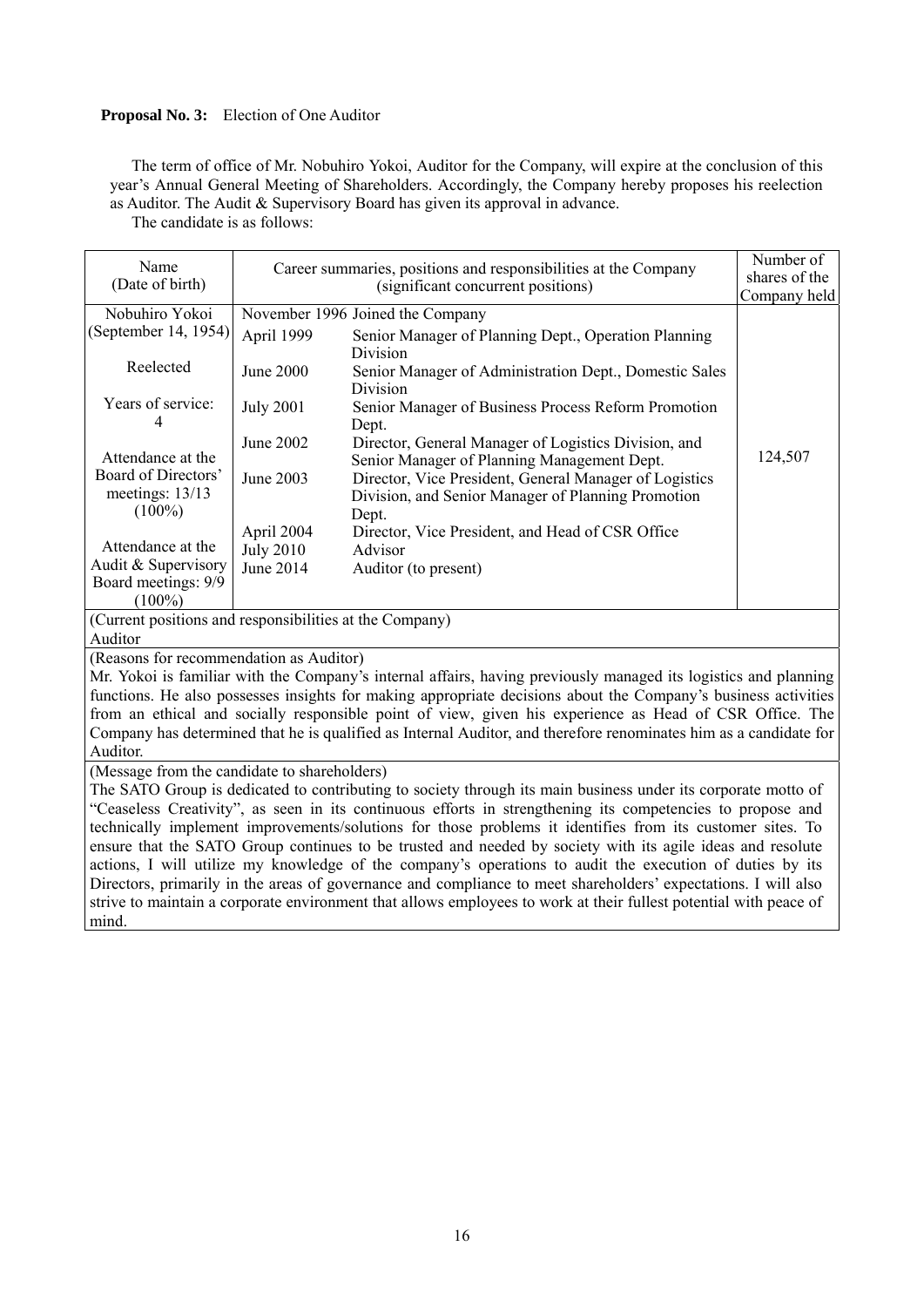**Proposal No. 3:** Election of One Auditor

The term of office of Mr. Nobuhiro Yokoi, Auditor for the Company, will expire at the conclusion of this year's Annual General Meeting of Shareholders. Accordingly, the Company hereby proposes his reelection as Auditor. The Audit & Supervisory Board has given its approval in advance.

The candidate is as follows:

| Name (Date of birth) | Career summaries, positions and responsibilities at the Company (significant concurrent positions) | | Number of shares of the Company held |
|---|---|---|---|
| Nobuhiro Yokoi (September 14, 1954)<br><br>Reelected<br><br>Years of service: 4<br><br>Attendance at the Board of Directors' meetings: 13/13 (100%)<br><br>Attendance at the Audit & Supervisory Board meetings: 9/9 (100%) | November 1996 | Joined the Company | 124,507 |
| | April 1999 | Senior Manager of Planning Dept., Operation Planning Division | |
| | June 2000 | Senior Manager of Administration Dept., Domestic Sales Division | |
| | July 2001 | Senior Manager of Business Process Reform Promotion Dept. | |
| | June 2002 | Director, General Manager of Logistics Division, and Senior Manager of Planning Management Dept. | |
| | June 2003 | Director, Vice President, General Manager of Logistics Division, and Senior Manager of Planning Promotion Dept. | |
| | April 2004 | Director, Vice President, and Head of CSR Office | |
| | July 2010 | Advisor | |
| | June 2014 | Auditor (to present) | |

(Current positions and responsibilities at the Company)
Auditor

(Reasons for recommendation as Auditor)
Mr. Yokoi is familiar with the Company's internal affairs, having previously managed its logistics and planning functions. He also possesses insights for making appropriate decisions about the Company's business activities from an ethical and socially responsible point of view, given his experience as Head of CSR Office. The Company has determined that he is qualified as Internal Auditor, and therefore renominates him as a candidate for Auditor.

(Message from the candidate to shareholders)
The SATO Group is dedicated to contributing to society through its main business under its corporate motto of "Ceaseless Creativity", as seen in its continuous efforts in strengthening its competencies to propose and technically implement improvements/solutions for those problems it identifies from its customer sites. To ensure that the SATO Group continues to be trusted and needed by society with its agile ideas and resolute actions, I will utilize my knowledge of the company's operations to audit the execution of duties by its Directors, primarily in the areas of governance and compliance to meet shareholders' expectations. I will also strive to maintain a corporate environment that allows employees to work at their fullest potential with peace of mind.